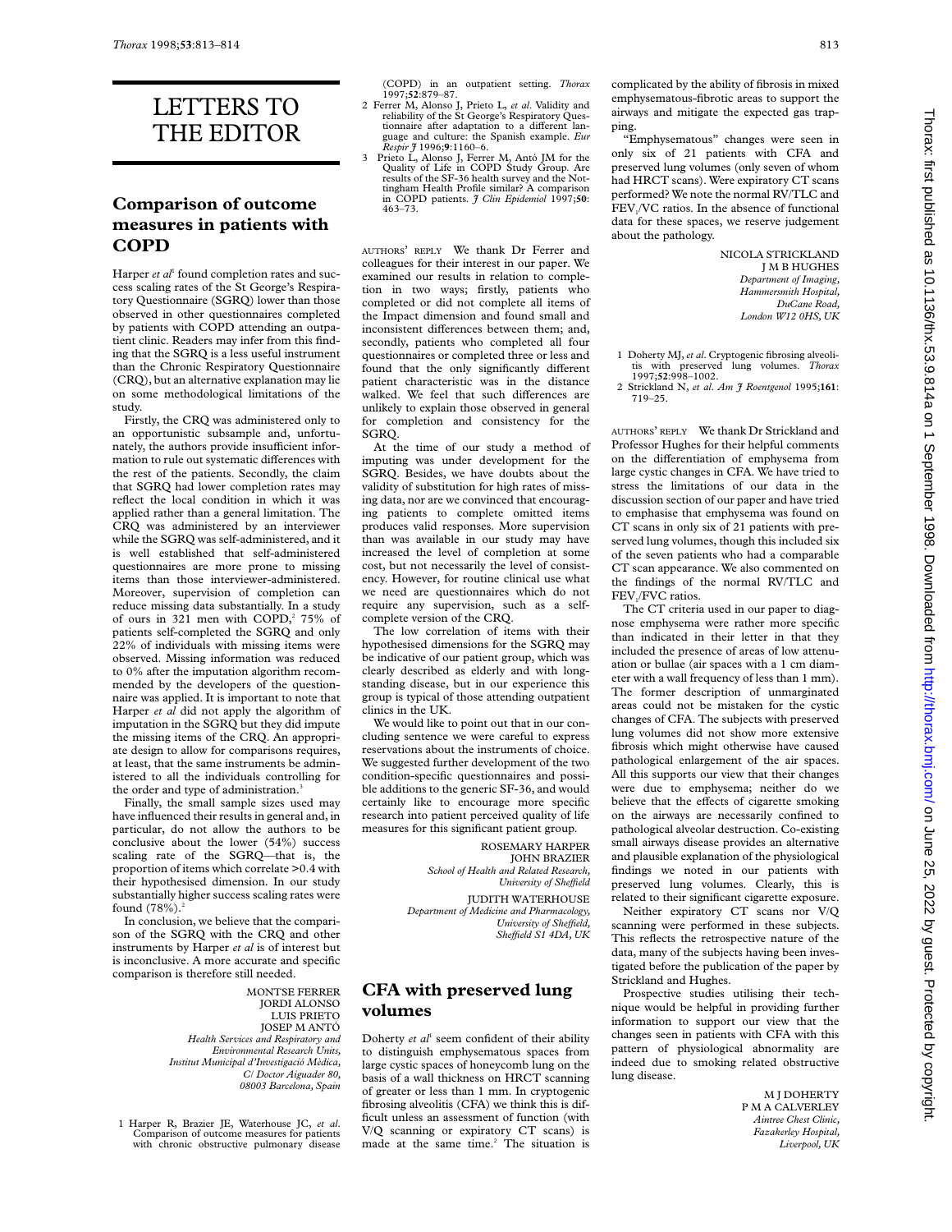# LETTERS TO THE EDITOR

## Comparison of outcome measures in patients with COPD

Harper *et al*[1] found completion rates and success scaling rates of the St George's Respiratory Questionnaire (SGRQ) lower than those observed in other questionnaires completed by patients with COPD attending an outpatient clinic. Readers may infer from this finding that the SGRQ is a less useful instrument than the Chronic Respiratory Questionnaire (CRQ), but an alternative explanation may lie on some methodological limitations of the study.

Firstly, the CRQ was administered only to an opportunistic subsample and, unfortunately, the authors provide insufficient information to rule out systematic differences with the rest of the patients. Secondly, the claim that SGRQ had lower completion rates may reflect the local condition in which it was applied rather than a general limitation. The CRQ was administered by an interviewer while the SGRQ was self-administered, and it is well established that self-administered questionnaires are more prone to missing items than those interviewer-administered. Moreover, supervision of completion can reduce missing data substantially. In a study of ours in 321 men with COPD,[2] 75% of patients self-completed the SGRQ and only 22% of individuals with missing items were observed. Missing information was reduced to 0% after the imputation algorithm recommended by the developers of the questionnaire was applied. It is important to note that Harper *et al* did not apply the algorithm of imputation in the SGRQ but they did impute the missing items of the CRQ. An appropriate design to allow for comparisons requires, at least, that the same instruments be administered to all the individuals controlling for the order and type of administration.[3]

Finally, the small sample sizes used may have influenced their results in general and, in particular, do not allow the authors to be conclusive about the lower (54%) success scaling rate of the SGRQ—that is, the proportion of items which correlate >0.4 with their hypothesised dimension. In our study substantially higher success scaling rates were found (78%).[2]

In conclusion, we believe that the comparison of the SGRQ with the CRQ and other instruments by Harper *et al* is of interest but is inconclusive. A more accurate and specific comparison is therefore still needed.

MONTSE FERRER
JORDI ALONSO
LUIS PRIETO
JOSEP M ANTÓ
*Health Services and Respiratory and Environmental Research Units, Institut Municipal d'Investigació Mèdica, C/ Doctor Aiguader 80, 08003 Barcelona, Spain*

1 Harper R, Brazier JE, Waterhouse JC, *et al*. Comparison of outcome measures for patients with chronic obstructive pulmonary disease (COPD) in an outpatient setting. *Thorax* 1997;**52**:879–87.
2 Ferrer M, Alonso J, Prieto L, *et al*. Validity and reliability of the St George's Respiratory Questionnaire after adaptation to a different language and culture: the Spanish example. *Eur Respir J* 1996;**9**:1160–6.
3 Prieto L, Alonso J, Ferrer M, Antó JM for the Quality of Life in COPD Study Group. Are results of the SF-36 health survey and the Nottingham Health Profile similar? A comparison in COPD patients. *J Clin Epidemiol* 1997;**50**: 463–73.

AUTHORS' REPLY We thank Dr Ferrer and colleagues for their interest in our paper. We examined our results in relation to completion in two ways; firstly, patients who completed or did not complete all items of the Impact dimension and found small and inconsistent differences between them; and, secondly, patients who completed all four questionnaires or completed three or less and found that the only significantly different patient characteristic was in the distance walked. We feel that such differences are unlikely to explain those observed in general for completion and consistency for the SGRQ.

At the time of our study a method of imputing was under development for the SGRQ. Besides, we have doubts about the validity of substitution for high rates of missing data, nor are we convinced that encouraging patients to complete omitted items produces valid responses. More supervision than was available in our study may have increased the level of completion at some cost, but not necessarily the level of consistency. However, for routine clinical use what we need are questionnaires which do not require any supervision, such as a self-complete version of the CRQ.

The low correlation of items with their hypothesised dimensions for the SGRQ may be indicative of our patient group, which was clearly described as elderly and with long-standing disease, but in our experience this group is typical of those attending outpatient clinics in the UK.

We would like to point out that in our concluding sentence we were careful to express reservations about the instruments of choice. We suggested further development of the two condition-specific questionnaires and possible additions to the generic SF-36, and would certainly like to encourage more specific research into patient perceived quality of life measures for this significant patient group.

ROSEMARY HARPER
JOHN BRAZIER
*School of Health and Related Research, University of Sheffield*
JUDITH WATERHOUSE
*Department of Medicine and Pharmacology, University of Sheffield, Sheffield S1 4DA, UK*

## CFA with preserved lung volumes

Doherty *et al*[1] seem confident of their ability to distinguish emphysematous spaces from large cystic spaces of honeycomb lung on the basis of a wall thickness on HRCT scanning of greater or less than 1 mm. In cryptogenic fibrosing alveolitis (CFA) we think this is difficult unless an assessment of function (with V/Q scanning or expiratory CT scans) is made at the same time.[2] The situation is complicated by the ability of fibrosis in mixed emphysematous-fibrotic areas to support the airways and mitigate the expected gas trapping.

"Emphysematous" changes were seen in only six of 21 patients with CFA and preserved lung volumes (only seven of whom had HRCT scans). Were expiratory CT scans performed? We note the normal RV/TLC and $FEV_1$/VC ratios. In the absence of functional data for these spaces, we reserve judgement about the pathology.

NICOLA STRICKLAND
J M B HUGHES
*Department of Imaging, Hammersmith Hospital, DuCane Road, London W12 0HS, UK*

1 Doherty MJ, *et al*. Cryptogenic fibrosing alveolitis with preserved lung volumes. *Thorax* 1997;**52**:998–1002.
2 Strickland N, *et al*. *Am J Roentgenol* 1995;**161**: 719–25.

AUTHORS' REPLY We thank Dr Strickland and Professor Hughes for their helpful comments on the differentiation of emphysema from large cystic changes in CFA. We have tried to stress the limitations of our data in the discussion section of our paper and have tried to emphasise that emphysema was found on CT scans in only six of 21 patients with preserved lung volumes, though this included six of the seven patients who had a comparable CT scan appearance. We also commented on the findings of the normal RV/TLC and $FEV_1$/FVC ratios.

The CT criteria used in our paper to diagnose emphysema were rather more specific than indicated in their letter in that they included the presence of areas of low attenuation or bullae (air spaces with a 1 cm diameter with a wall frequency of less than 1 mm). The former description of unmarginated areas could not be mistaken for the cystic changes of CFA. The subjects with preserved lung volumes did not show more extensive fibrosis which might otherwise have caused pathological enlargement of the air spaces. All this supports our view that their changes were due to emphysema; neither do we believe that the effects of cigarette smoking on the airways are necessarily confined to pathological alveolar destruction. Co-existing small airways disease provides an alternative and plausible explanation of the physiological findings we noted in our patients with preserved lung volumes. Clearly, this is related to their significant cigarette exposure.

Neither expiratory CT scans nor V/Q scanning were performed in these subjects. This reflects the retrospective nature of the data, many of the subjects having been investigated before the publication of the paper by Strickland and Hughes.

Prospective studies utilising their technique would be helpful in providing further information to support our view that the changes seen in patients with CFA with this pattern of physiological abnormality are indeed due to smoking related obstructive lung disease.

M J DOHERTY
P M A CALVERLEY
*Aintree Chest Clinic, Fazakerley Hospital, Liverpool, UK*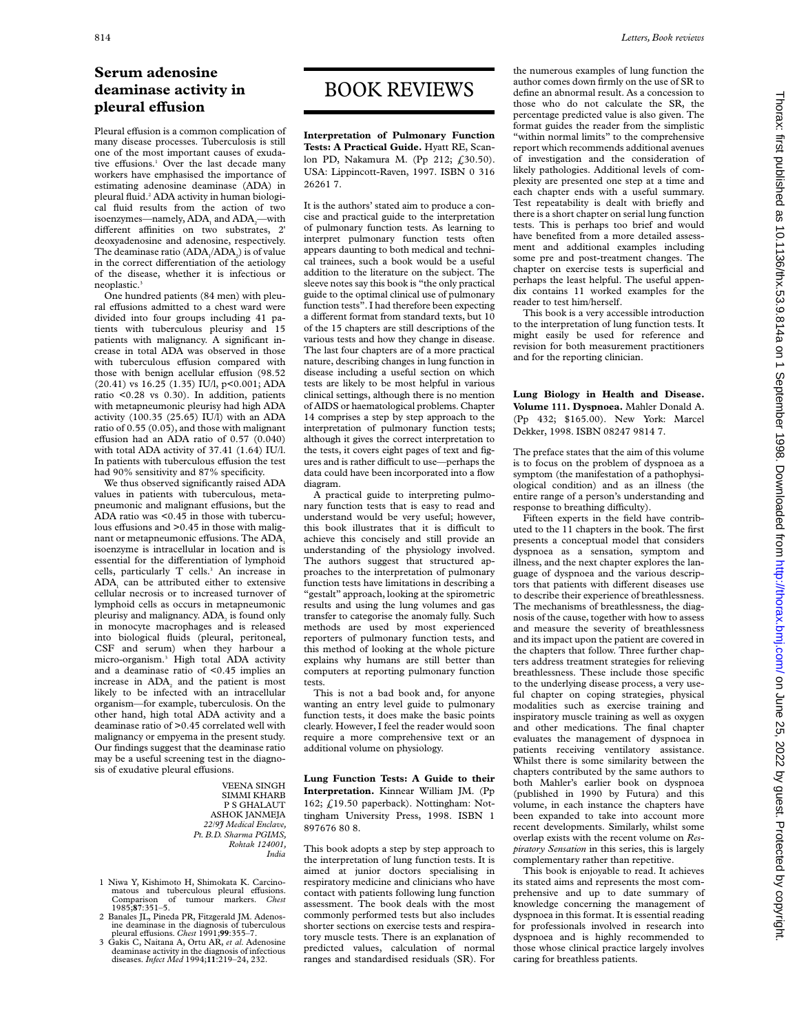## Serum adenosine deaminase activity in pleural effusion

Pleural effusion is a common complication of many disease processes. Tuberculosis is still one of the most important causes of exudative effusions.[1] Over the last decade many workers have emphasised the importance of estimating adenosine deaminase (ADA) in pleural fluid.[2] ADA activity in human biological fluid results from the action of two isoenzymes—namely, $ADA_1$ and $ADA_2$—with different affinities on two substrates, 2' deoxyadenosine and adenosine, respectively. The deaminase ratio ($ADA_1/ADA_2$) is of value in the correct differentiation of the aetiology of the disease, whether it is infectious or neoplastic.[3]

One hundred patients (84 men) with pleural effusions admitted to a chest ward were divided into four groups including 41 patients with tuberculous pleurisy and 15 patients with malignancy. A significant increase in total ADA was observed in those with tuberculous effusion compared with those with benign acellular effusion (98.52 (20.41) vs 16.25 (1.35) IU/l, $p<0.001$; ADA ratio <0.28 vs 0.30). In addition, patients with metapneumonic pleurisy had high ADA activity (100.35 (25.65) IU/l) with an ADA ratio of 0.55 (0.05), and those with malignant effusion had an ADA ratio of 0.57 (0.040) with total ADA activity of 37.41 (1.64) IU/l. In patients with tuberculous effusion the test had 90% sensitivity and 87% specificity.

We thus observed significantly raised ADA values in patients with tuberculous, metapneumonic and malignant effusions, but the ADA ratio was <0.45 in those with tuberculous effusions and >0.45 in those with malignant or metapneumonic effusions. The $ADA_1$ isoenzyme is intracellular in location and is essential for the differentiation of lymphoid cells, particularly T cells.[3] An increase in $ADA_1$ can be attributed either to extensive cellular necrosis or to increased turnover of lymphoid cells as occurs in metapneumonic pleurisy and malignancy. $ADA_2$ is found only in monocyte macrophages and is released into biological fluids (pleural, peritoneal, CSF and serum) when they harbour a micro-organism.[3] High total ADA activity and a deaminase ratio of <0.45 implies an increase in $ADA_2$ and the patient is most likely to be infected with an intracellular organism—for example, tuberculosis. On the other hand, high total ADA activity and a deaminase ratio of >0.45 correlated well with malignancy or empyema in the present study. Our findings suggest that the deaminase ratio may be a useful screening test in the diagnosis of exudative pleural effusions.

VEENA SINGH
SIMMI KHARB
P S GHALAUT
ASHOK JANMEJA
*22/9J Medical Enclave,*
*Pt. B.D. Sharma PGIMS,*
*Rohtak 124001,*
*India*

1 Niwa Y, Kishimoto H, Shimokata K. Carcinomatous and tuberculous pleural effusions. Comparison of tumour markers. *Chest* 1985;**87**:351–5.
2 Banales JL, Pineda PR, Fitzgerald JM. Adenosine deaminase in the diagnosis of tuberculous pleural effusions. *Chest* 1991;**99**:355–7.
3 Gakis C, Naitana A, Ortu AR, *et al.* Adenosine deaminase activity in the diagnosis of infectious diseases. *Infect Med* 1994;**11**:219–24, 232.

# BOOK REVIEWS

**Interpretation of Pulmonary Function Tests: A Practical Guide.** Hyatt RE, Scanlon PD, Nakamura M. (Pp 212; £30.50). USA: Lippincott-Raven, 1997. ISBN 0 316 26261 7.

It is the authors' stated aim to produce a concise and practical guide to the interpretation of pulmonary function tests. As learning to interpret pulmonary function tests often appears daunting to both medical and technical trainees, such a book would be a useful addition to the literature on the subject. The sleeve notes say this book is "the only practical guide to the optimal clinical use of pulmonary function tests". I had therefore been expecting a different format from standard texts, but 10 of the 15 chapters are still descriptions of the various tests and how they change in disease. The last four chapters are of a more practical nature, describing changes in lung function in disease including a useful section on which tests are likely to be most helpful in various clinical settings, although there is no mention of AIDS or haematological problems. Chapter 14 comprises a step by step approach to the interpretation of pulmonary function tests; although it gives the correct interpretation to the tests, it covers eight pages of text and figures and is rather difficult to use—perhaps the data could have been incorporated into a flow diagram.

A practical guide to interpreting pulmonary function tests that is easy to read and understand would be very useful; however, this book illustrates that it is difficult to achieve this concisely and still provide an understanding of the physiology involved. The authors suggest that structured approaches to the interpretation of pulmonary function tests have limitations in describing a "gestalt" approach, looking at the spirometric results and using the lung volumes and gas transfer to categorise the anomaly fully. Such methods are used by most experienced reporters of pulmonary function tests, and this method of looking at the whole picture explains why humans are still better than computers at reporting pulmonary function tests.

This is not a bad book and, for anyone wanting an entry level guide to pulmonary function tests, it does make the basic points clearly. However, I feel the reader would soon require a more comprehensive text or an additional volume on physiology.

**Lung Function Tests: A Guide to their Interpretation.** Kinnear William JM. (Pp 162; £19.50 paperback). Nottingham: Nottingham University Press, 1998. ISBN 1 897676 80 8.

This book adopts a step by step approach to the interpretation of lung function tests. It is aimed at junior doctors specialising in respiratory medicine and clinicians who have contact with patients following lung function assessment. The book deals with the most commonly performed tests but also includes shorter sections on exercise tests and respiratory muscle tests. There is an explanation of predicted values, calculation of normal ranges and standardised residuals (SR). For the numerous examples of lung function the author comes down firmly on the use of SR to define an abnormal result. As a concession to those who do not calculate the SR, the percentage predicted value is also given. The format guides the reader from the simplistic "within normal limits" to the comprehensive report which recommends additional avenues of investigation and the consideration of likely pathologies. Additional levels of complexity are presented one step at a time and each chapter ends with a useful summary. Test repeatability is dealt with briefly and there is a short chapter on serial lung function tests. This is perhaps too brief and would have benefited from a more detailed assessment and additional examples including some pre and post-treatment changes. The chapter on exercise tests is superficial and perhaps the least helpful. The useful appendix contains 11 worked examples for the reader to test him/herself.

This book is a very accessible introduction to the interpretation of lung function tests. It might easily be used for reference and revision for both measurement practitioners and for the reporting clinician.

**Lung Biology in Health and Disease. Volume 111. Dyspnoea.** Mahler Donald A. (Pp 432; $165.00). New York: Marcel Dekker, 1998. ISBN 08247 9814 7.

The preface states that the aim of this volume is to focus on the problem of dyspnoea as a symptom (the manifestation of a pathophysiological condition) and as an illness (the entire range of a person's understanding and response to breathing difficulty).

Fifteen experts in the field have contributed to the 11 chapters in the book. The first presents a conceptual model that considers dyspnoea as a sensation, symptom and illness, and the next chapter explores the language of dyspnoea and the various descriptors that patients with different diseases use to describe their experience of breathlessness. The mechanisms of breathlessness, the diagnosis of the cause, together with how to assess and measure the severity of breathlessness and its impact upon the patient are covered in the chapters that follow. Three further chapters address treatment strategies for relieving breathlessness. These include those specific to the underlying disease process, a very useful chapter on coping strategies, physical modalities such as exercise training and inspiratory muscle training as well as oxygen and other medications. The final chapter evaluates the management of dyspnoea in patients receiving ventilatory assistance. Whilst there is some similarity between the chapters contributed by the same authors to both Mahler's earlier book on dyspnoea (published in 1990 by Futura) and this volume, in each instance the chapters have been expanded to take into account more recent developments. Similarly, whilst some overlap exists with the recent volume on *Respiratory Sensation* in this series, this is largely complementary rather than repetitive.

This book is enjoyable to read. It achieves its stated aims and represents the most comprehensive and up to date summary of knowledge concerning the management of dyspnoea in this format. It is essential reading for professionals involved in research into dyspnoea and is highly recommended to those whose clinical practice largely involves caring for breathless patients.